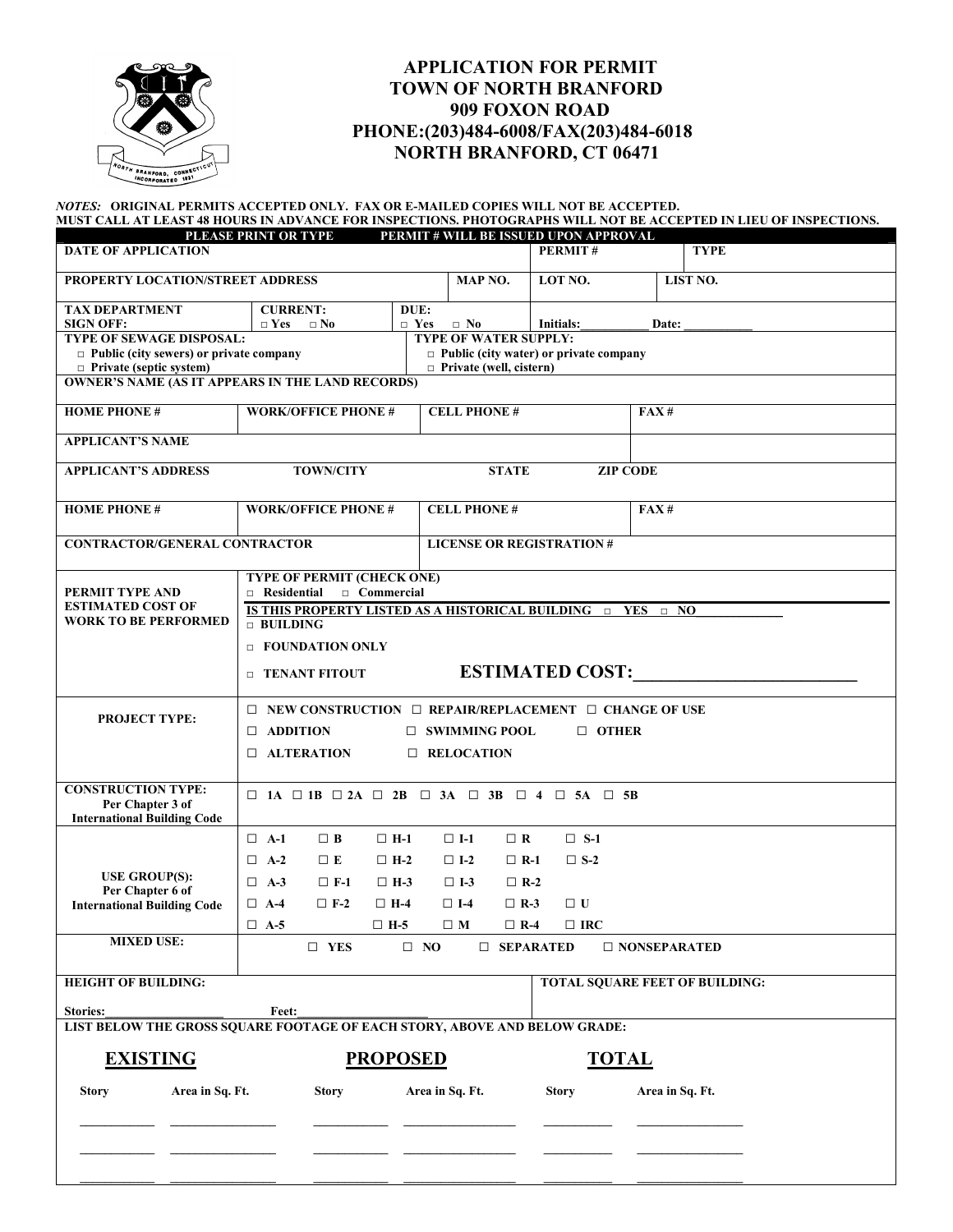# APPLICATION FOR PERMIT
# TOWN OF NORTH BRANFORD
## 909 FOXON ROAD
## PHONE:(203)484-6008/FAX(203)484-6018
## NORTH BRANFORD, CT 06471

***NOTES:*** **ORIGINAL PERMITS ACCEPTED ONLY. FAX OR E-MAILED COPIES WILL NOT BE ACCEPTED. MUST CALL AT LEAST 48 HOURS IN ADVANCE FOR INSPECTIONS. PHOTOGRAPHS WILL NOT BE ACCEPTED IN LIEU OF INSPECTIONS.**

**PLEASE PRINT OR TYPE — PERMIT # WILL BE ISSUED UPON APPROVAL**

| | | | | |
|---|---|---|---|---|
| **DATE OF APPLICATION** | | | **PERMIT #** | **TYPE** |
| **PROPERTY LOCATION/STREET ADDRESS** | | **MAP NO.** | **LOT NO.** | **LIST NO.** |
| **TAX DEPARTMENT SIGN OFF:** | **CURRENT:** □ Yes □ No | **DUE:** □ Yes □ No | **Initials:**\_\_\_\_\_\_\_\_\_\_ | **Date:** \_\_\_\_\_\_\_\_\_\_ |
| **TYPE OF SEWAGE DISPOSAL:** □ Public (city sewers) or private company □ Private (septic system) | | **TYPE OF WATER SUPPLY:** □ Public (city water) or private company □ Private (well, cistern) | | |
| **OWNER'S NAME (AS IT APPEARS IN THE LAND RECORDS)** | | | | |
| **HOME PHONE #** | **WORK/OFFICE PHONE #** | **CELL PHONE #** | | **FAX #** |
| **APPLICANT'S NAME** | | | | |
| **APPLICANT'S ADDRESS** | **TOWN/CITY** | **STATE** | **ZIP CODE** | |
| **HOME PHONE #** | **WORK/OFFICE PHONE #** | **CELL PHONE #** | | **FAX #** |
| **CONTRACTOR/GENERAL CONTRACTOR** | | **LICENSE OR REGISTRATION #** | | |

| | |
|---|---|
| **PERMIT TYPE AND ESTIMATED COST OF WORK TO BE PERFORMED** | **TYPE OF PERMIT (CHECK ONE)** □ Residential □ Commercial<br>**IS THIS PROPERTY LISTED AS A HISTORICAL BUILDING □ YES □ NO**<br>□ **BUILDING**<br>□ **FOUNDATION ONLY**<br>□ **TENANT FITOUT** **ESTIMATED COST:**\_\_\_\_\_\_\_\_\_\_\_\_\_\_\_\_\_\_\_\_ |
| **PROJECT TYPE:** | □ **NEW CONSTRUCTION** □ **REPAIR/REPLACEMENT** □ **CHANGE OF USE**<br>□ **ADDITION** □ **SWIMMING POOL** □ **OTHER**<br>□ **ALTERATION** □ **RELOCATION** |
| **CONSTRUCTION TYPE:** Per Chapter 3 of International Building Code | □ 1A □ 1B □ 2A □ 2B □ 3A □ 3B □ 4 □ 5A □ 5B |
| **USE GROUP(S):** Per Chapter 6 of International Building Code | □ A-1 □ B □ H-1 □ I-1 □ R □ S-1<br>□ A-2 □ E □ H-2 □ I-2 □ R-1 □ S-2<br>□ A-3 □ F-1 □ H-3 □ I-3 □ R-2<br>□ A-4 □ F-2 □ H-4 □ I-4 □ R-3 □ U<br>□ A-5 □ H-5 □ M □ R-4 □ IRC |
| **MIXED USE:** | □ YES □ NO □ SEPARATED □ NONSEPARATED |

| | |
|---|---|
| **HEIGHT OF BUILDING:**<br>**Stories:**\_\_\_\_\_\_\_\_\_\_ **Feet:**\_\_\_\_\_\_\_\_\_\_ | **TOTAL SQUARE FEET OF BUILDING:** |

**LIST BELOW THE GROSS SQUARE FOOTAGE OF EACH STORY, ABOVE AND BELOW GRADE:**

| EXISTING | | PROPOSED | | TOTAL | |
|---|---|---|---|---|---|
| Story | Area in Sq. Ft. | Story | Area in Sq. Ft. | Story | Area in Sq. Ft. |
| \_\_\_\_\_\_\_\_ | \_\_\_\_\_\_\_\_ | \_\_\_\_\_\_\_\_ | \_\_\_\_\_\_\_\_ | \_\_\_\_\_\_\_\_ | \_\_\_\_\_\_\_\_ |
| \_\_\_\_\_\_\_\_ | \_\_\_\_\_\_\_\_ | \_\_\_\_\_\_\_\_ | \_\_\_\_\_\_\_\_ | \_\_\_\_\_\_\_\_ | \_\_\_\_\_\_\_\_ |
| \_\_\_\_\_\_\_\_ | \_\_\_\_\_\_\_\_ | \_\_\_\_\_\_\_\_ | \_\_\_\_\_\_\_\_ | \_\_\_\_\_\_\_\_ | \_\_\_\_\_\_\_\_ |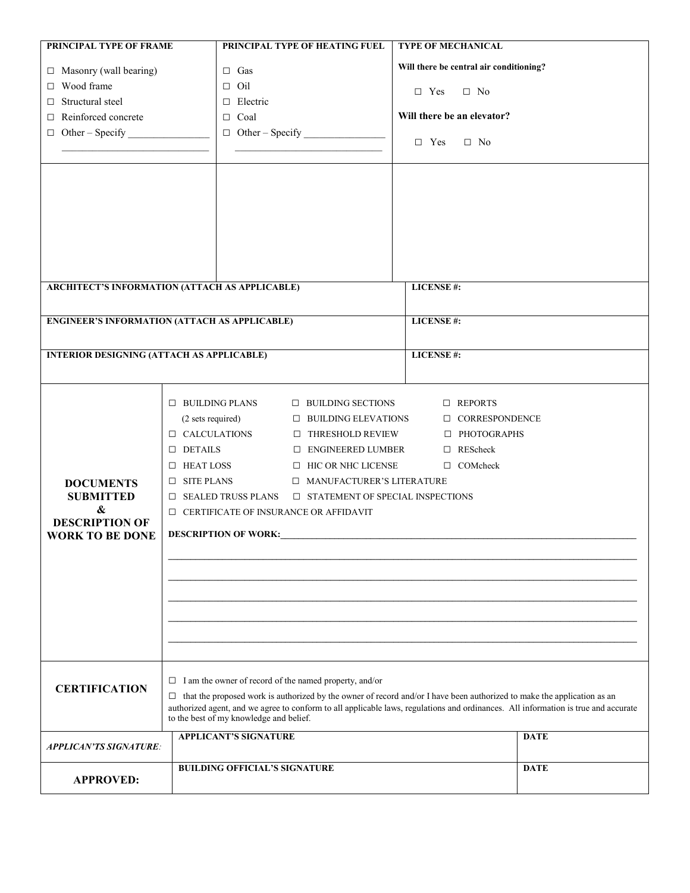| PRINCIPAL TYPE OF FRAME | PRINCIPAL TYPE OF HEATING FUEL | TYPE OF MECHANICAL |
|---|---|---|
| ☐ Masonry (wall bearing)<br>☐ Wood frame<br>☐ Structural steel<br>☐ Reinforced concrete<br>☐ Other – Specify ________________<br>______________________________ | ☐ Gas<br>☐ Oil<br>☐ Electric<br>☐ Coal<br>☐ Other – Specify ________________<br>______________________________ | **Will there be central air conditioning?**<br>☐ Yes ☐ No<br>**Will there be an elevator?**<br>☐ Yes ☐ No |
| | | |

| | |
|---|---|
| **ARCHITECT'S INFORMATION (ATTACH AS APPLICABLE)** | **LICENSE #:** |
| **ENGINEER'S INFORMATION (ATTACH AS APPLICABLE)** | **LICENSE #:** |
| **INTERIOR DESIGNING (ATTACH AS APPLICABLE)** | **LICENSE #:** |

## DOCUMENTS SUBMITTED & DESCRIPTION OF WORK TO BE DONE

- ☐ BUILDING PLANS (2 sets required)
- ☐ CALCULATIONS
- ☐ DETAILS
- ☐ HEAT LOSS
- ☐ SITE PLANS
- ☐ SEALED TRUSS PLANS
- ☐ CERTIFICATE OF INSURANCE OR AFFIDAVIT
- ☐ BUILDING SECTIONS
- ☐ BUILDING ELEVATIONS
- ☐ THRESHOLD REVIEW
- ☐ ENGINEERED LUMBER
- ☐ HIC OR NHC LICENSE
- ☐ MANUFACTURER'S LITERATURE
- ☐ STATEMENT OF SPECIAL INSPECTIONS
- ☐ REPORTS
- ☐ CORRESPONDENCE
- ☐ PHOTOGRAPHS
- ☐ REScheck
- ☐ COMcheck

**DESCRIPTION OF WORK:**______________________________________________________________________________

______________________________________________________________________________________________

______________________________________________________________________________________________

______________________________________________________________________________________________

______________________________________________________________________________________________

______________________________________________________________________________________________

## CERTIFICATION

☐ I am the owner of record of the named property, and/or

☐ that the proposed work is authorized by the owner of record and/or I have been authorized to make the application as an authorized agent, and we agree to conform to all applicable laws, regulations and ordinances. All information is true and accurate to the best of my knowledge and belief.

| | | |
|---|---|---|
| ***APPLICAN'TS SIGNATURE:*** | **APPLICANT'S SIGNATURE** | **DATE** |
| **APPROVED:** | **BUILDING OFFICIAL'S SIGNATURE** | **DATE** |